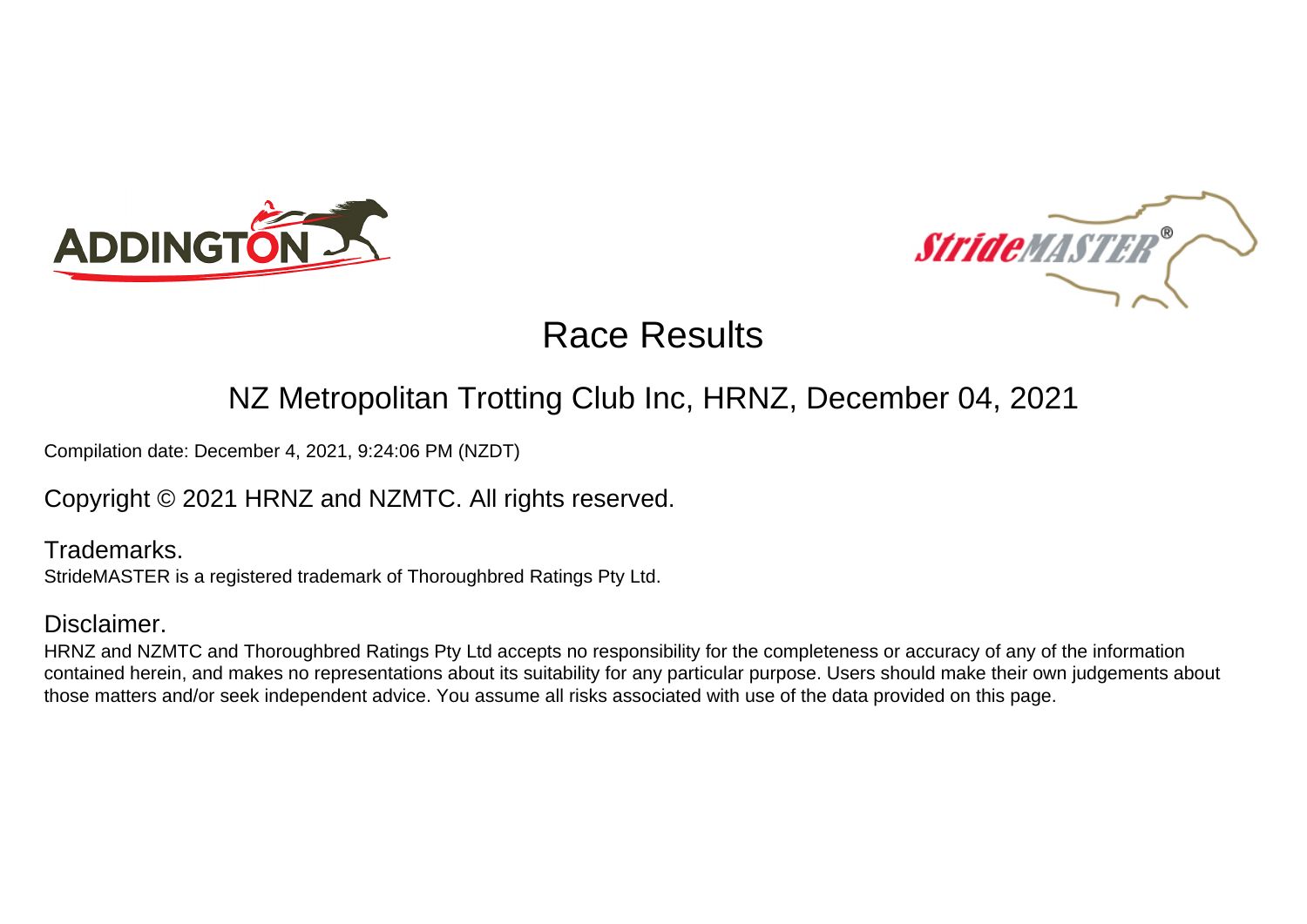# Race Results

## NZ Metropolitan Trotting Club Inc, HRNZ, December 04, 2021

Compilation date: December 4, 2021, 9:24:06 PM (NZDT)

Copyright © 2021 HRNZ and NZMTC. All rights reserved.

### Trademarks.

StrideMASTER is a registered trademark of Thoroughbred Ratings Pty Ltd.

### Disclaimer.

HRNZ and NZMTC and Thoroughbred Ratings Pty Ltd accepts no responsibility for the completeness or accuracy of any of the information contained herein, and makes no representations about its suitability for any particular purpose. Users should make their own judgements about those matters and/or seek independent advice. You assume all risks associated with use of the data provided on this page.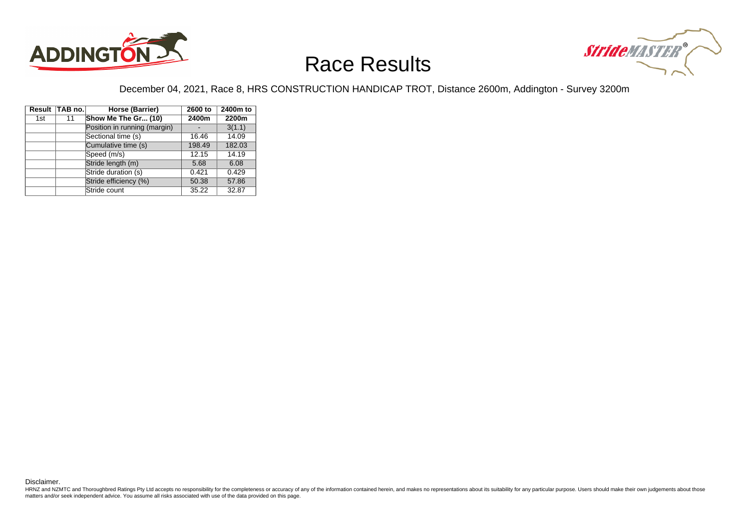# Race Results

December 04, 2021, Race 8, HRS CONSTRUCTION HANDICAP TROT, Distance 2600m, Addington - Survey 3200m

| Result | TAB no. | Horse (Barrier) | 2600 to 2400m | 2400m to 2200m |
|---|---|---|---|---|
| 1st | 11 | **Show Me The Gr... (10)** | **2400m** | **2200m** |
| | | Position in running (margin) | - | 3(1.1) |
| | | Sectional time (s) | 16.46 | 14.09 |
| | | Cumulative time (s) | 198.49 | 182.03 |
| | | Speed (m/s) | 12.15 | 14.19 |
| | | Stride length (m) | 5.68 | 6.08 |
| | | Stride duration (s) | 0.421 | 0.429 |
| | | Stride efficiency (%) | 50.38 | 57.86 |
| | | Stride count | 35.22 | 32.87 |

Disclaimer.

HRNZ and NZMTC and Thoroughbred Ratings Pty Ltd accepts no responsibility for the completeness or accuracy of any of the information contained herein, and makes no representations about its suitability for any particular purpose. Users should make their own judgements about those matters and/or seek independent advice. You assume all risks associated with use of the data provided on this page.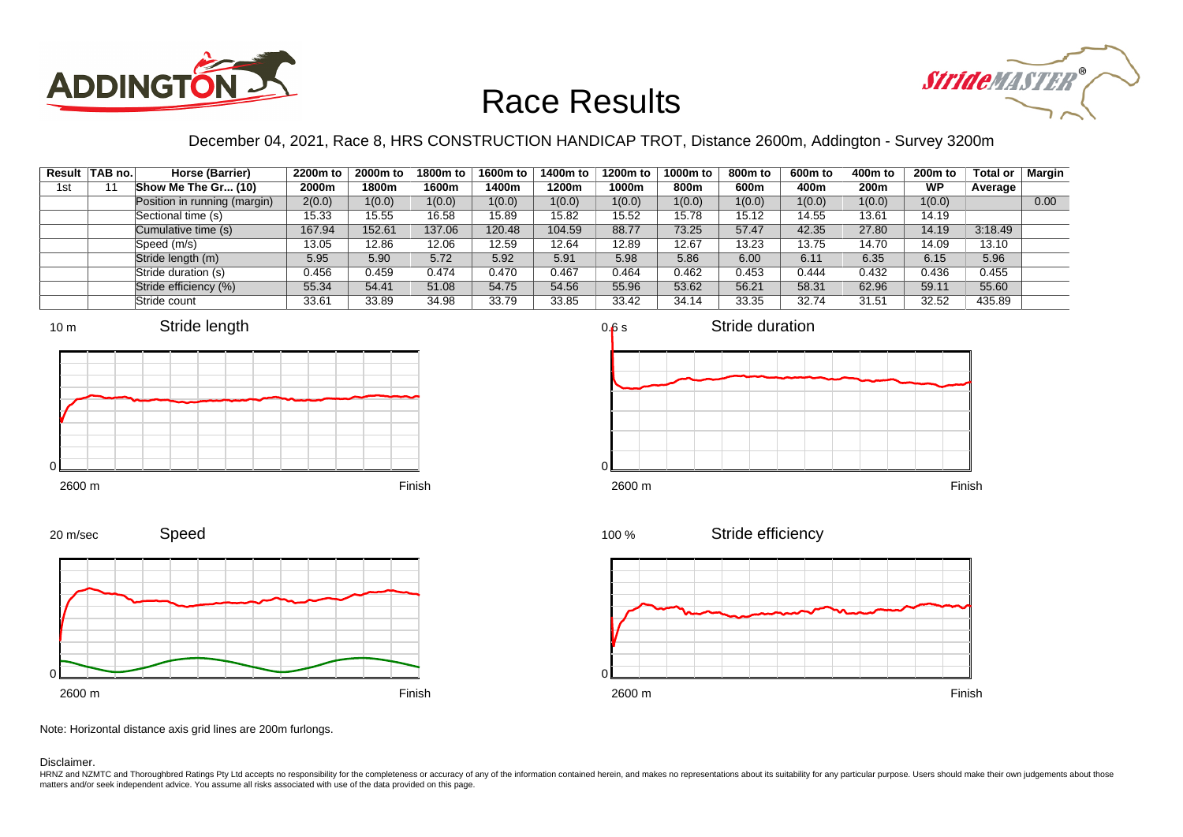# Race Results

December 04, 2021, Race 8, HRS CONSTRUCTION HANDICAP TROT, Distance 2600m, Addington - Survey 3200m

| Result | TAB no. | Horse (Barrier) | 2200m to 2000m | 2000m to 1800m | 1800m to 1600m | 1600m to 1400m | 1400m to 1200m | 1200m to 1000m | 1000m to 800m | 800m to 600m | 600m to 400m | 400m to 200m | 200m to WP | Total or Average | Margin |
|---|---|---|---|---|---|---|---|---|---|---|---|---|---|---|---|
| 1st | 11 | **Show Me The Gr... (10)** | | | | | | | | | | | | | |
| | | Position in running (margin) | 2(0.0) | 1(0.0) | 1(0.0) | 1(0.0) | 1(0.0) | 1(0.0) | 1(0.0) | 1(0.0) | 1(0.0) | 1(0.0) | 1(0.0) | | 0.00 |
| | | Sectional time (s) | 15.33 | 15.55 | 16.58 | 15.89 | 15.82 | 15.52 | 15.78 | 15.12 | 14.55 | 13.61 | 14.19 | | |
| | | Cumulative time (s) | 167.94 | 152.61 | 137.06 | 120.48 | 104.59 | 88.77 | 73.25 | 57.47 | 42.35 | 27.80 | 14.19 | 3:18.49 | |
| | | Speed (m/s) | 13.05 | 12.86 | 12.06 | 12.59 | 12.64 | 12.89 | 12.67 | 13.23 | 13.75 | 14.70 | 14.09 | 13.10 | |
| | | Stride length (m) | 5.95 | 5.90 | 5.72 | 5.92 | 5.91 | 5.98 | 5.86 | 6.00 | 6.11 | 6.35 | 6.15 | 5.96 | |
| | | Stride duration (s) | 0.456 | 0.459 | 0.474 | 0.470 | 0.467 | 0.464 | 0.462 | 0.453 | 0.444 | 0.432 | 0.436 | 0.455 | |
| | | Stride efficiency (%) | 55.34 | 54.41 | 51.08 | 54.75 | 54.56 | 55.96 | 53.62 | 56.21 | 58.31 | 62.96 | 59.11 | 55.60 | |
| | | Stride count | 33.61 | 33.89 | 34.98 | 33.79 | 33.85 | 33.42 | 34.14 | 33.35 | 32.74 | 31.51 | 32.52 | 435.89 | |

Stride length (10 m; 0; 2600 m – Finish)

Stride duration (0.6 s; 0; 2600 m – Finish)

Speed (20 m/sec; 0; 2600 m – Finish)

Stride efficiency (100 %; 0; 2600 m – Finish)

Note: Horizontal distance axis grid lines are 200m furlongs.

Disclaimer.

HRNZ and NZMTC and Thoroughbred Ratings Pty Ltd accepts no responsibility for the completeness or accuracy of any of the information contained herein, and makes no representations about its suitability for any particular purpose. Users should make their own judgements about those matters and/or seek independent advice. You assume all risks associated with use of the data provided on this page.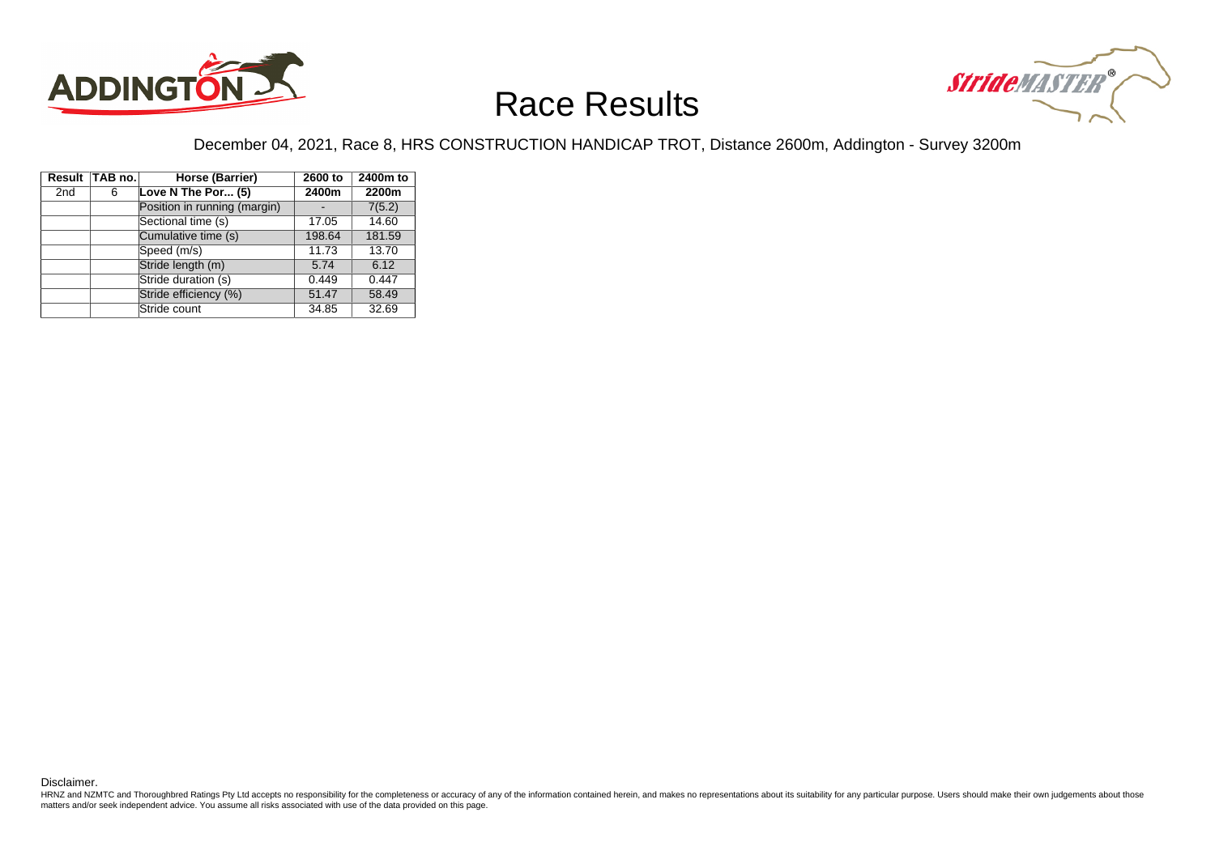# Race Results

December 04, 2021, Race 8, HRS CONSTRUCTION HANDICAP TROT, Distance 2600m, Addington - Survey 3200m

| Result | TAB no. | Horse (Barrier) | 2600 to 2400m | 2400m to 2200m |
|---|---|---|---|---|
| 2nd | 6 | **Love N The Por... (5)** | | |
| | | Position in running (margin) | - | 7(5.2) |
| | | Sectional time (s) | 17.05 | 14.60 |
| | | Cumulative time (s) | 198.64 | 181.59 |
| | | Speed (m/s) | 11.73 | 13.70 |
| | | Stride length (m) | 5.74 | 6.12 |
| | | Stride duration (s) | 0.449 | 0.447 |
| | | Stride efficiency (%) | 51.47 | 58.49 |
| | | Stride count | 34.85 | 32.69 |

Disclaimer.

HRNZ and NZMTC and Thoroughbred Ratings Pty Ltd accepts no responsibility for the completeness or accuracy of any of the information contained herein, and makes no representations about its suitability for any particular purpose. Users should make their own judgements about those matters and/or seek independent advice. You assume all risks associated with use of the data provided on this page.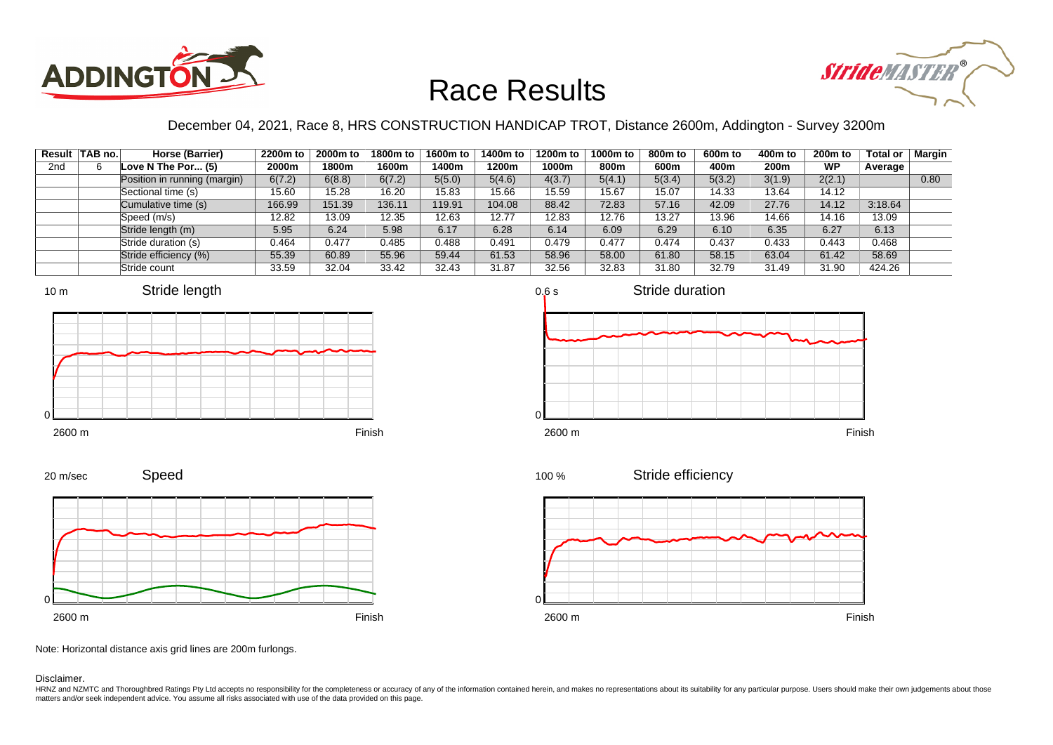# Race Results

December 04, 2021, Race 8, HRS CONSTRUCTION HANDICAP TROT, Distance 2600m, Addington - Survey 3200m

| Result | TAB no. | Horse (Barrier) | 2200m to 2000m | 2000m to 1800m | 1800m to 1600m | 1600m to 1400m | 1400m to 1200m | 1200m to 1000m | 1000m to 800m | 800m to 600m | 600m to 400m | 400m to 200m | 200m to WP | Total or Average | Margin |
|---|---|---|---|---|---|---|---|---|---|---|---|---|---|---|---|
| 2nd | 6 | Love N The Por... (5) | | | | | | | | | | | | | |
| | | Position in running (margin) | 6(7.2) | 6(8.8) | 6(7.2) | 5(5.0) | 5(4.6) | 4(3.7) | 5(4.1) | 5(3.4) | 5(3.2) | 3(1.9) | 2(2.1) | | 0.80 |
| | | Sectional time (s) | 15.60 | 15.28 | 16.20 | 15.83 | 15.66 | 15.59 | 15.67 | 15.07 | 14.33 | 13.64 | 14.12 | | |
| | | Cumulative time (s) | 166.99 | 151.39 | 136.11 | 119.91 | 104.08 | 88.42 | 72.83 | 57.16 | 42.09 | 27.76 | 14.12 | 3:18.64 | |
| | | Speed (m/s) | 12.82 | 13.09 | 12.35 | 12.63 | 12.77 | 12.83 | 12.76 | 13.27 | 13.96 | 14.66 | 14.16 | 13.09 | |
| | | Stride length (m) | 5.95 | 6.24 | 5.98 | 6.17 | 6.28 | 6.14 | 6.09 | 6.29 | 6.10 | 6.35 | 6.27 | 6.13 | |
| | | Stride duration (s) | 0.464 | 0.477 | 0.485 | 0.488 | 0.491 | 0.479 | 0.477 | 0.474 | 0.437 | 0.433 | 0.443 | 0.468 | |
| | | Stride efficiency (%) | 55.39 | 60.89 | 55.96 | 59.44 | 61.53 | 58.96 | 58.00 | 61.80 | 58.15 | 63.04 | 61.42 | 58.69 | |
| | | Stride count | 33.59 | 32.04 | 33.42 | 32.43 | 31.87 | 32.56 | 32.83 | 31.80 | 32.79 | 31.49 | 31.90 | 424.26 | |

Note: Horizontal distance axis grid lines are 200m furlongs.

Disclaimer.

HRNZ and NZMTC and Thoroughbred Ratings Pty Ltd accepts no responsibility for the completeness or accuracy of any of the information contained herein, and makes no representations about its suitability for any particular purpose. Users should make their own judgements about those matters and/or seek independent advice. You assume all risks associated with use of the data provided on this page.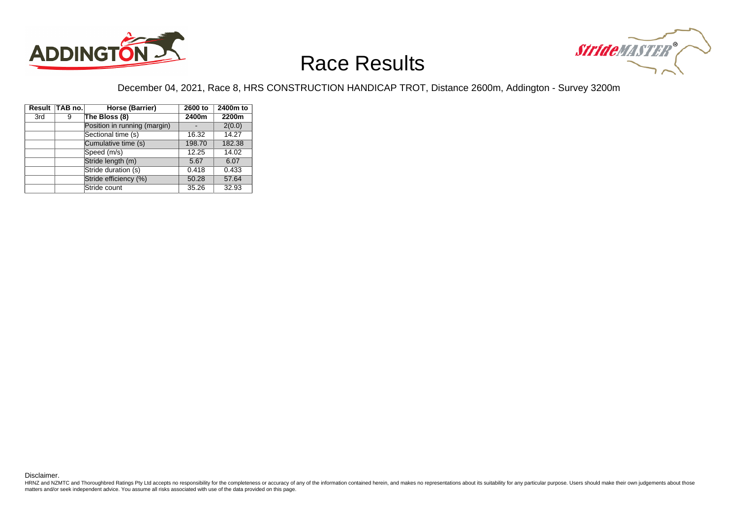# Race Results

December 04, 2021, Race 8, HRS CONSTRUCTION HANDICAP TROT, Distance 2600m, Addington - Survey 3200m

| Result | TAB no. | Horse (Barrier) | 2600 to 2400m | 2400m to 2200m |
|---|---|---|---|---|
| 3rd | 9 | **The Bloss (8)** | | |
| | | Position in running (margin) | - | 2(0.0) |
| | | Sectional time (s) | 16.32 | 14.27 |
| | | Cumulative time (s) | 198.70 | 182.38 |
| | | Speed (m/s) | 12.25 | 14.02 |
| | | Stride length (m) | 5.67 | 6.07 |
| | | Stride duration (s) | 0.418 | 0.433 |
| | | Stride efficiency (%) | 50.28 | 57.64 |
| | | Stride count | 35.26 | 32.93 |

Disclaimer.

HRNZ and NZMTC and Thoroughbred Ratings Pty Ltd accepts no responsibility for the completeness or accuracy of any of the information contained herein, and makes no representations about its suitability for any particular purpose. Users should make their own judgements about those matters and/or seek independent advice. You assume all risks associated with use of the data provided on this page.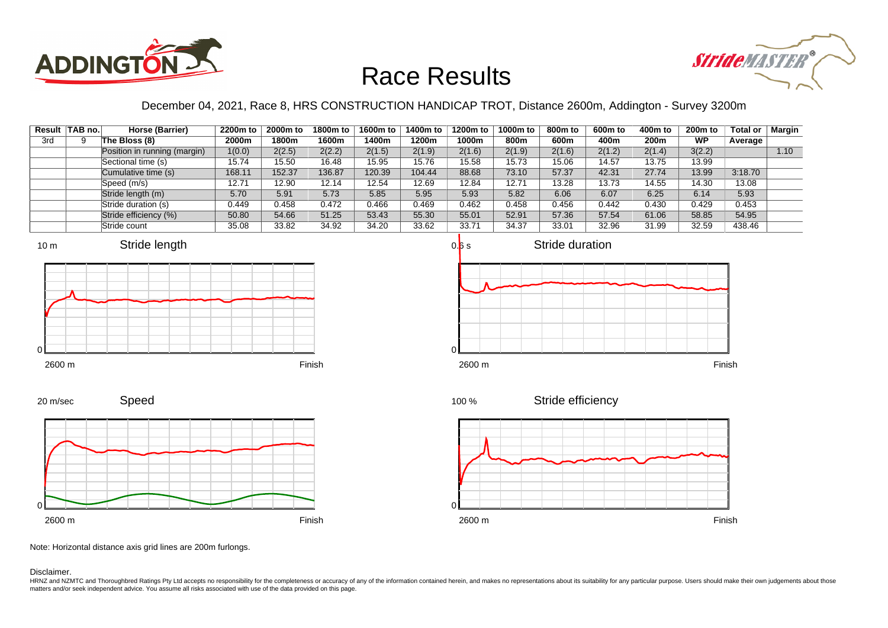# Race Results

December 04, 2021, Race 8, HRS CONSTRUCTION HANDICAP TROT, Distance 2600m, Addington - Survey 3200m

| Result | TAB no. | Horse (Barrier) | 2200m to 2000m | 2000m to 1800m | 1800m to 1600m | 1600m to 1400m | 1400m to 1200m | 1200m to 1000m | 1000m to 800m | 800m to 600m | 600m to 400m | 400m to 200m | 200m to WP | Total or Average | Margin |
|---|---|---|---|---|---|---|---|---|---|---|---|---|---|---|---|
| 3rd | 9 | The Bloss (8) | | | | | | | | | | | | | |
| | | Position in running (margin) | 1(0.0) | 2(2.5) | 2(2.2) | 2(1.5) | 2(1.9) | 2(1.6) | 2(1.9) | 2(1.6) | 2(1.2) | 2(1.4) | 3(2.2) | | 1.10 |
| | | Sectional time (s) | 15.74 | 15.50 | 16.48 | 15.95 | 15.76 | 15.58 | 15.73 | 15.06 | 14.57 | 13.75 | 13.99 | | |
| | | Cumulative time (s) | 168.11 | 152.37 | 136.87 | 120.39 | 104.44 | 88.68 | 73.10 | 57.37 | 42.31 | 27.74 | 13.99 | 3:18.70 | |
| | | Speed (m/s) | 12.71 | 12.90 | 12.14 | 12.54 | 12.69 | 12.84 | 12.71 | 13.28 | 13.73 | 14.55 | 14.30 | 13.08 | |
| | | Stride length (m) | 5.70 | 5.91 | 5.73 | 5.85 | 5.95 | 5.93 | 5.82 | 6.06 | 6.07 | 6.25 | 6.14 | 5.93 | |
| | | Stride duration (s) | 0.449 | 0.458 | 0.472 | 0.466 | 0.469 | 0.462 | 0.458 | 0.456 | 0.442 | 0.430 | 0.429 | 0.453 | |
| | | Stride efficiency (%) | 50.80 | 54.66 | 51.25 | 53.43 | 55.30 | 55.01 | 52.91 | 57.36 | 57.54 | 61.06 | 58.85 | 54.95 | |
| | | Stride count | 35.08 | 33.82 | 34.92 | 34.20 | 33.62 | 33.71 | 34.37 | 33.01 | 32.96 | 31.99 | 32.59 | 438.46 | |

Note: Horizontal distance axis grid lines are 200m furlongs.

Disclaimer.

HRNZ and NZMTC and Thoroughbred Ratings Pty Ltd accepts no responsibility for the completeness or accuracy of any of the information contained herein, and makes no representations about its suitability for any particular purpose. Users should make their own judgements about those matters and/or seek independent advice. You assume all risks associated with use of the data provided on this page.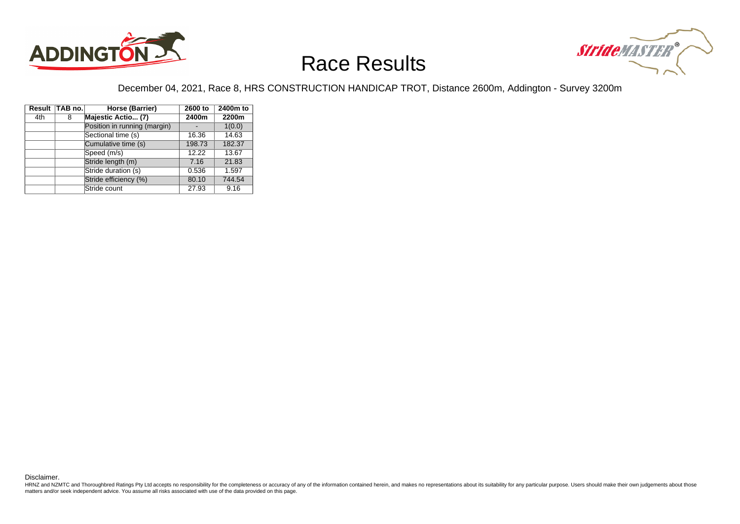# Race Results

December 04, 2021, Race 8, HRS CONSTRUCTION HANDICAP TROT, Distance 2600m, Addington - Survey 3200m

| Result | TAB no. | Horse (Barrier) | 2600 to 2400m | 2400m to 2200m |
|---|---|---|---|---|
| 4th | 8 | **Majestic Actio... (7)** | | |
| | | Position in running (margin) | - | 1(0.0) |
| | | Sectional time (s) | 16.36 | 14.63 |
| | | Cumulative time (s) | 198.73 | 182.37 |
| | | Speed (m/s) | 12.22 | 13.67 |
| | | Stride length (m) | 7.16 | 21.83 |
| | | Stride duration (s) | 0.536 | 1.597 |
| | | Stride efficiency (%) | 80.10 | 744.54 |
| | | Stride count | 27.93 | 9.16 |

Disclaimer.

HRNZ and NZMTC and Thoroughbred Ratings Pty Ltd accepts no responsibility for the completeness or accuracy of any of the information contained herein, and makes no representations about its suitability for any particular purpose. Users should make their own judgements about those matters and/or seek independent advice. You assume all risks associated with use of the data provided on this page.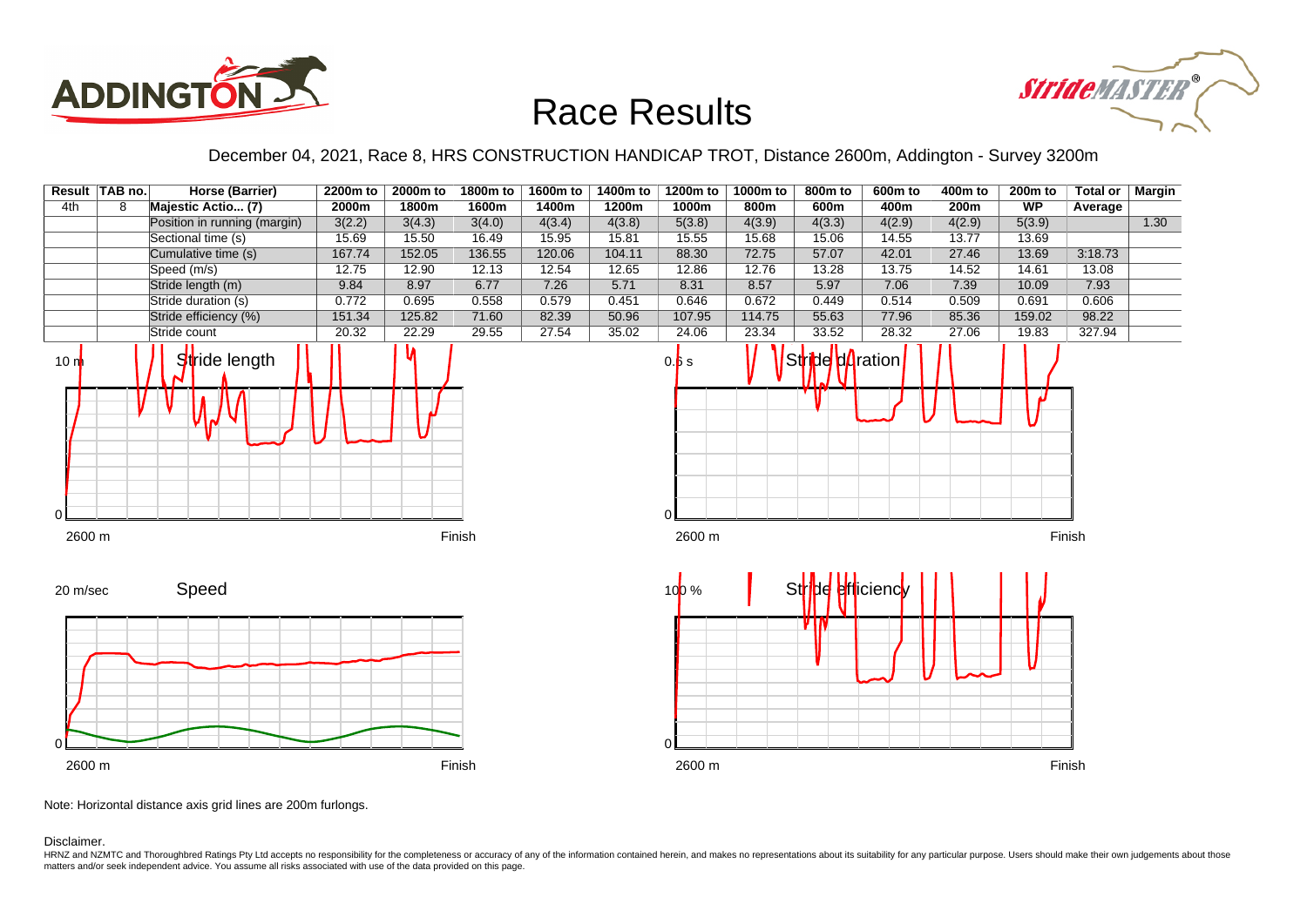# Race Results

December 04, 2021, Race 8, HRS CONSTRUCTION HANDICAP TROT, Distance 2600m, Addington - Survey 3200m

| Result | TAB no. | Horse (Barrier) | 2200m to 2000m | 2000m to 1800m | 1800m to 1600m | 1600m to 1400m | 1400m to 1200m | 1200m to 1000m | 1000m to 800m | 800m to 600m | 600m to 400m | 400m to 200m | 200m to WP | Total or Average | Margin |
|---|---|---|---|---|---|---|---|---|---|---|---|---|---|---|---|
| 4th | 8 | Majestic Actio... (7) | | | | | | | | | | | | | |
| | | Position in running (margin) | 3(2.2) | 3(4.3) | 3(4.0) | 4(3.4) | 4(3.8) | 5(3.8) | 4(3.9) | 4(3.3) | 4(2.9) | 4(2.9) | 5(3.9) | | 1.30 |
| | | Sectional time (s) | 15.69 | 15.50 | 16.49 | 15.95 | 15.81 | 15.55 | 15.68 | 15.06 | 14.55 | 13.77 | 13.69 | | |
| | | Cumulative time (s) | 167.74 | 152.05 | 136.55 | 120.06 | 104.11 | 88.30 | 72.75 | 57.07 | 42.01 | 27.46 | 13.69 | 3:18.73 | |
| | | Speed (m/s) | 12.75 | 12.90 | 12.13 | 12.54 | 12.65 | 12.86 | 12.76 | 13.28 | 13.75 | 14.52 | 14.61 | 13.08 | |
| | | Stride length (m) | 9.84 | 8.97 | 6.77 | 7.26 | 5.71 | 8.31 | 8.57 | 5.97 | 7.06 | 7.39 | 10.09 | 7.93 | |
| | | Stride duration (s) | 0.772 | 0.695 | 0.558 | 0.579 | 0.451 | 0.646 | 0.672 | 0.449 | 0.514 | 0.509 | 0.691 | 0.606 | |
| | | Stride efficiency (%) | 151.34 | 125.82 | 71.60 | 82.39 | 50.96 | 107.95 | 114.75 | 55.63 | 77.96 | 85.36 | 159.02 | 98.22 | |
| | | Stride count | 20.32 | 22.29 | 29.55 | 27.54 | 35.02 | 24.06 | 23.34 | 33.52 | 28.32 | 27.06 | 19.83 | 327.94 | |

Note: Horizontal distance axis grid lines are 200m furlongs.

Disclaimer.

HRNZ and NZMTC and Thoroughbred Ratings Pty Ltd accepts no responsibility for the completeness or accuracy of any of the information contained herein, and makes no representations about its suitability for any particular purpose. Users should make their own judgements about those matters and/or seek independent advice. You assume all risks associated with use of the data provided on this page.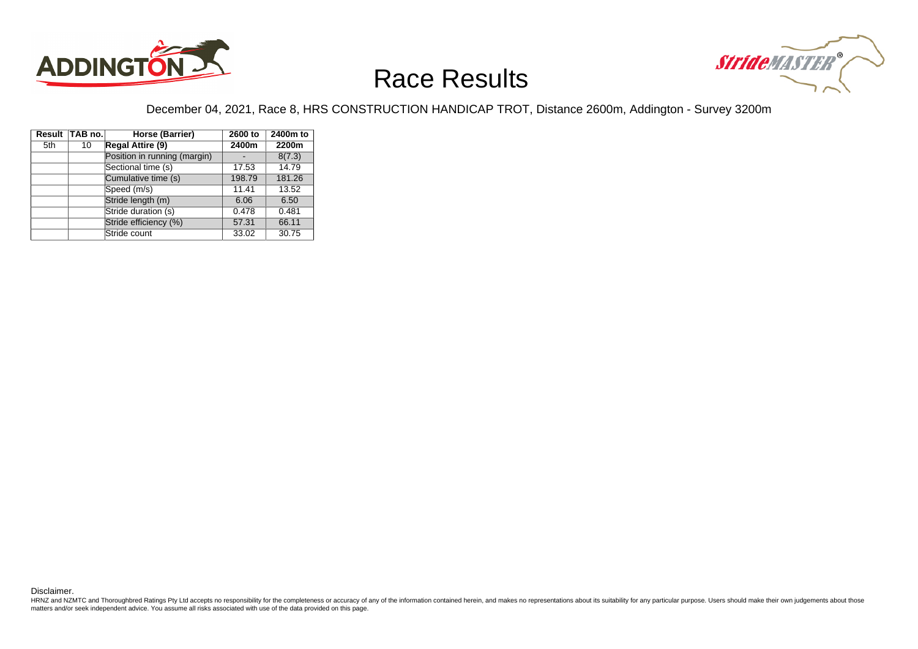# Race Results

December 04, 2021, Race 8, HRS CONSTRUCTION HANDICAP TROT, Distance 2600m, Addington - Survey 3200m

| Result | TAB no. | Horse (Barrier) | 2600 to 2400m | 2400m to 2200m |
|---|---|---|---|---|
| 5th | 10 | **Regal Attire (9)** | | |
| | | Position in running (margin) | - | 8(7.3) |
| | | Sectional time (s) | 17.53 | 14.79 |
| | | Cumulative time (s) | 198.79 | 181.26 |
| | | Speed (m/s) | 11.41 | 13.52 |
| | | Stride length (m) | 6.06 | 6.50 |
| | | Stride duration (s) | 0.478 | 0.481 |
| | | Stride efficiency (%) | 57.31 | 66.11 |
| | | Stride count | 33.02 | 30.75 |

Disclaimer.

HRNZ and NZMTC and Thoroughbred Ratings Pty Ltd accepts no responsibility for the completeness or accuracy of any of the information contained herein, and makes no representations about its suitability for any particular purpose. Users should make their own judgements about those matters and/or seek independent advice. You assume all risks associated with use of the data provided on this page.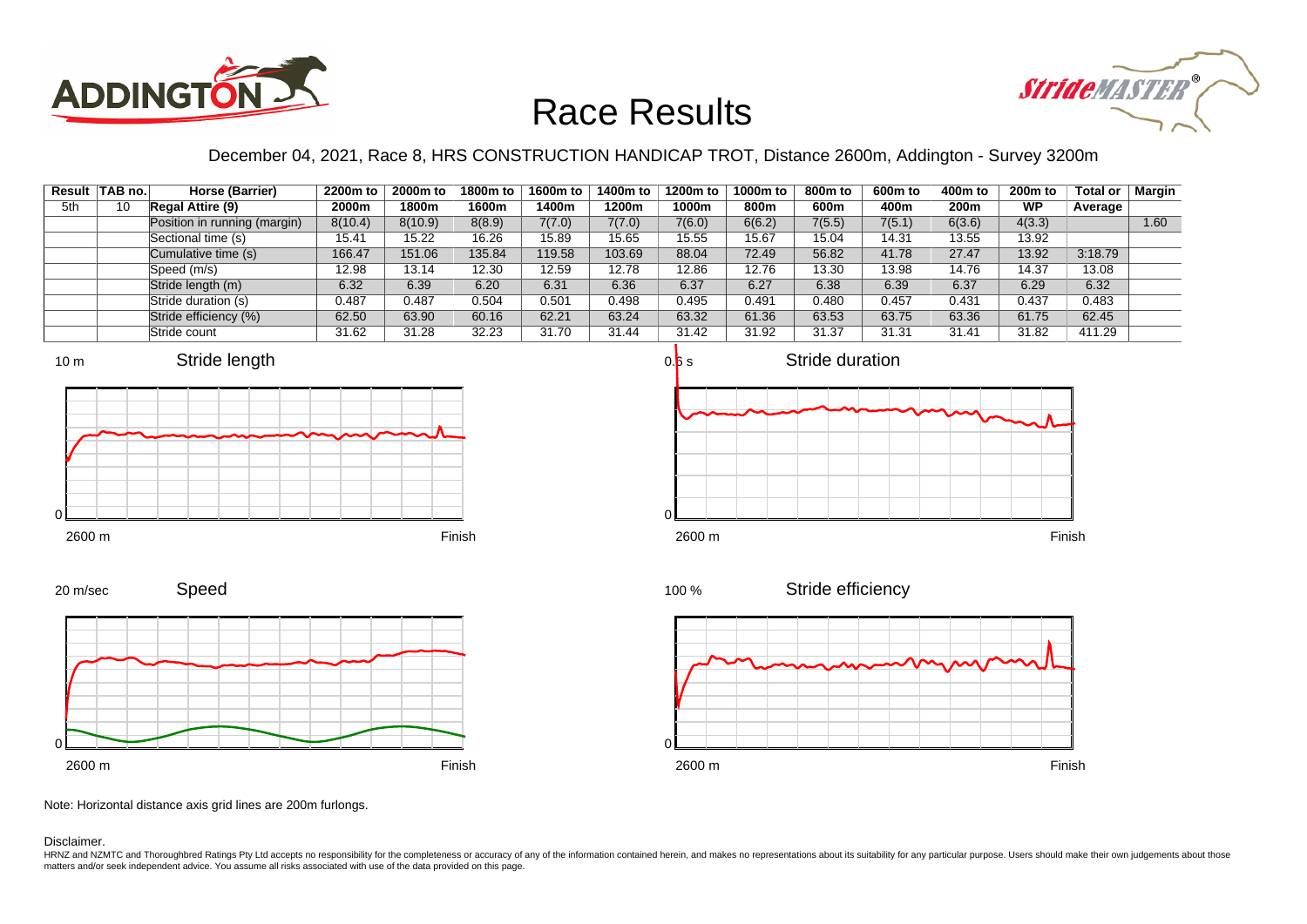# Race Results

December 04, 2021, Race 8, HRS CONSTRUCTION HANDICAP TROT, Distance 2600m, Addington - Survey 3200m

| Result | TAB no. | Horse (Barrier) | 2200m to 2000m | 2000m to 1800m | 1800m to 1600m | 1600m to 1400m | 1400m to 1200m | 1200m to 1000m | 1000m to 800m | 800m to 600m | 600m to 400m | 400m to 200m | 200m to WP | Total or Average | Margin |
|---|---|---|---|---|---|---|---|---|---|---|---|---|---|---|---|
| 5th | 10 | **Regal Attire (9)** | | | | | | | | | | | | | |
| | | Position in running (margin) | 8(10.4) | 8(10.9) | 8(8.9) | 7(7.0) | 7(7.0) | 7(6.0) | 6(6.2) | 7(5.5) | 7(5.1) | 6(3.6) | 4(3.3) | | 1.60 |
| | | Sectional time (s) | 15.41 | 15.22 | 16.26 | 15.89 | 15.65 | 15.55 | 15.67 | 15.04 | 14.31 | 13.55 | 13.92 | | |
| | | Cumulative time (s) | 166.47 | 151.06 | 135.84 | 119.58 | 103.69 | 88.04 | 72.49 | 56.82 | 41.78 | 27.47 | 13.92 | 3:18.79 | |
| | | Speed (m/s) | 12.98 | 13.14 | 12.30 | 12.59 | 12.78 | 12.86 | 12.76 | 13.30 | 13.98 | 14.76 | 14.37 | 13.08 | |
| | | Stride length (m) | 6.32 | 6.39 | 6.20 | 6.31 | 6.36 | 6.37 | 6.27 | 6.38 | 6.39 | 6.37 | 6.29 | 6.32 | |
| | | Stride duration (s) | 0.487 | 0.487 | 0.504 | 0.501 | 0.498 | 0.495 | 0.491 | 0.480 | 0.457 | 0.431 | 0.437 | 0.483 | |
| | | Stride efficiency (%) | 62.50 | 63.90 | 60.16 | 62.21 | 63.24 | 63.32 | 61.36 | 63.53 | 63.75 | 63.36 | 61.75 | 62.45 | |
| | | Stride count | 31.62 | 31.28 | 32.23 | 31.70 | 31.44 | 31.42 | 31.92 | 31.37 | 31.31 | 31.41 | 31.82 | 411.29 | |

Note: Horizontal distance axis grid lines are 200m furlongs.

Disclaimer.

HRNZ and NZMTC and Thoroughbred Ratings Pty Ltd accepts no responsibility for the completeness or accuracy of any of the information contained herein, and makes no representations about its suitability for any particular purpose. Users should make their own judgements about those matters and/or seek independent advice. You assume all risks associated with use of the data provided on this page.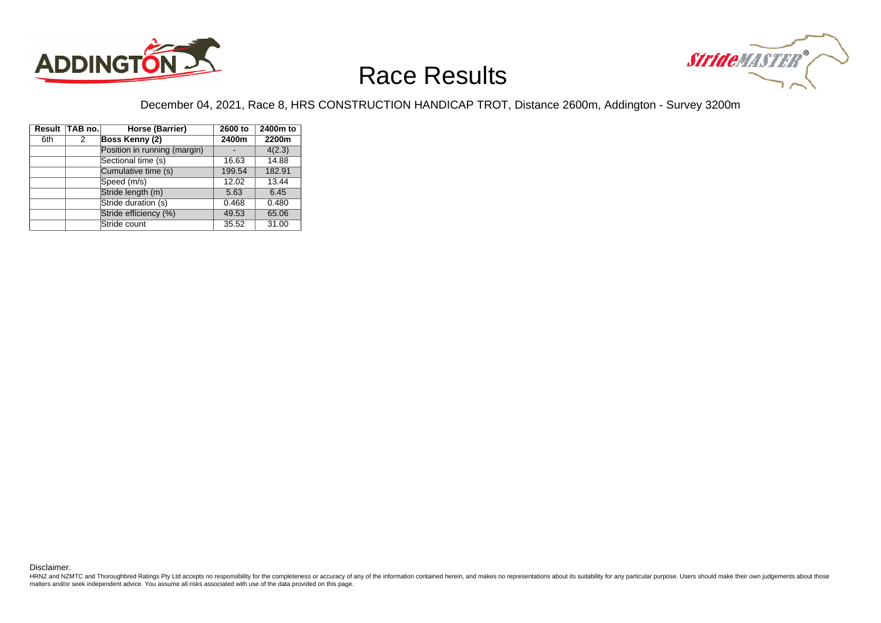# Race Results

December 04, 2021, Race 8, HRS CONSTRUCTION HANDICAP TROT, Distance 2600m, Addington - Survey 3200m

| Result | TAB no. | Horse (Barrier) | 2600 to 2400m | 2400m to 2200m |
|---|---|---|---|---|
| 6th | 2 | **Boss Kenny (2)** | | |
| | | Position in running (margin) | - | 4(2.3) |
| | | Sectional time (s) | 16.63 | 14.88 |
| | | Cumulative time (s) | 199.54 | 182.91 |
| | | Speed (m/s) | 12.02 | 13.44 |
| | | Stride length (m) | 5.63 | 6.45 |
| | | Stride duration (s) | 0.468 | 0.480 |
| | | Stride efficiency (%) | 49.53 | 65.06 |
| | | Stride count | 35.52 | 31.00 |

Disclaimer.

HRNZ and NZMTC and Thoroughbred Ratings Pty Ltd accepts no responsibility for the completeness or accuracy of any of the information contained herein, and makes no representations about its suitability for any particular purpose. Users should make their own judgements about those matters and/or seek independent advice. You assume all risks associated with use of the data provided on this page.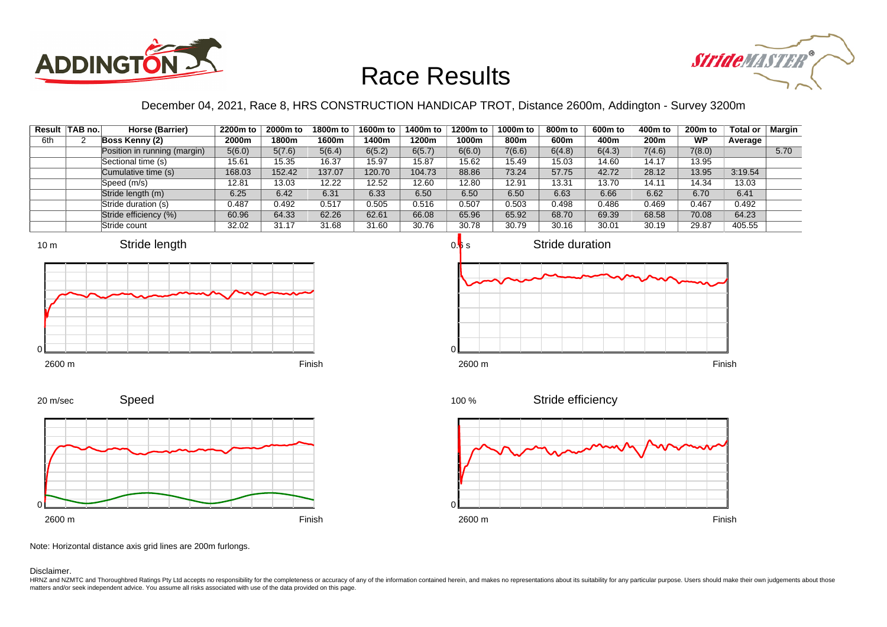# Race Results

December 04, 2021, Race 8, HRS CONSTRUCTION HANDICAP TROT, Distance 2600m, Addington - Survey 3200m

| Result | TAB no. | Horse (Barrier) | 2200m to 2000m | 2000m to 1800m | 1800m to 1600m | 1600m to 1400m | 1400m to 1200m | 1200m to 1000m | 1000m to 800m | 800m to 600m | 600m to 400m | 400m to 200m | 200m to WP | Total or Average | Margin |
|---|---|---|---|---|---|---|---|---|---|---|---|---|---|---|---|
| 6th | 2 | **Boss Kenny (2)** | | | | | | | | | | | | | |
| | | Position in running (margin) | 5(6.0) | 5(7.6) | 5(6.4) | 6(5.2) | 6(5.7) | 6(6.0) | 7(6.6) | 6(4.8) | 6(4.3) | 7(4.6) | 7(8.0) | | 5.70 |
| | | Sectional time (s) | 15.61 | 15.35 | 16.37 | 15.97 | 15.87 | 15.62 | 15.49 | 15.03 | 14.60 | 14.17 | 13.95 | | |
| | | Cumulative time (s) | 168.03 | 152.42 | 137.07 | 120.70 | 104.73 | 88.86 | 73.24 | 57.75 | 42.72 | 28.12 | 13.95 | 3:19.54 | |
| | | Speed (m/s) | 12.81 | 13.03 | 12.22 | 12.52 | 12.60 | 12.80 | 12.91 | 13.31 | 13.70 | 14.11 | 14.34 | 13.03 | |
| | | Stride length (m) | 6.25 | 6.42 | 6.31 | 6.33 | 6.50 | 6.50 | 6.50 | 6.63 | 6.66 | 6.62 | 6.70 | 6.41 | |
| | | Stride duration (s) | 0.487 | 0.492 | 0.517 | 0.505 | 0.516 | 0.507 | 0.503 | 0.498 | 0.486 | 0.469 | 0.467 | 0.492 | |
| | | Stride efficiency (%) | 60.96 | 64.33 | 62.26 | 62.61 | 66.08 | 65.96 | 65.92 | 68.70 | 69.39 | 68.58 | 70.08 | 64.23 | |
| | | Stride count | 32.02 | 31.17 | 31.68 | 31.60 | 30.76 | 30.78 | 30.79 | 30.16 | 30.01 | 30.19 | 29.87 | 405.55 | |

Note: Horizontal distance axis grid lines are 200m furlongs.

Disclaimer.

HRNZ and NZMTC and Thoroughbred Ratings Pty Ltd accepts no responsibility for the completeness or accuracy of any of the information contained herein, and makes no representations about its suitability for any particular purpose. Users should make their own judgements about those matters and/or seek independent advice. You assume all risks associated with use of the data provided on this page.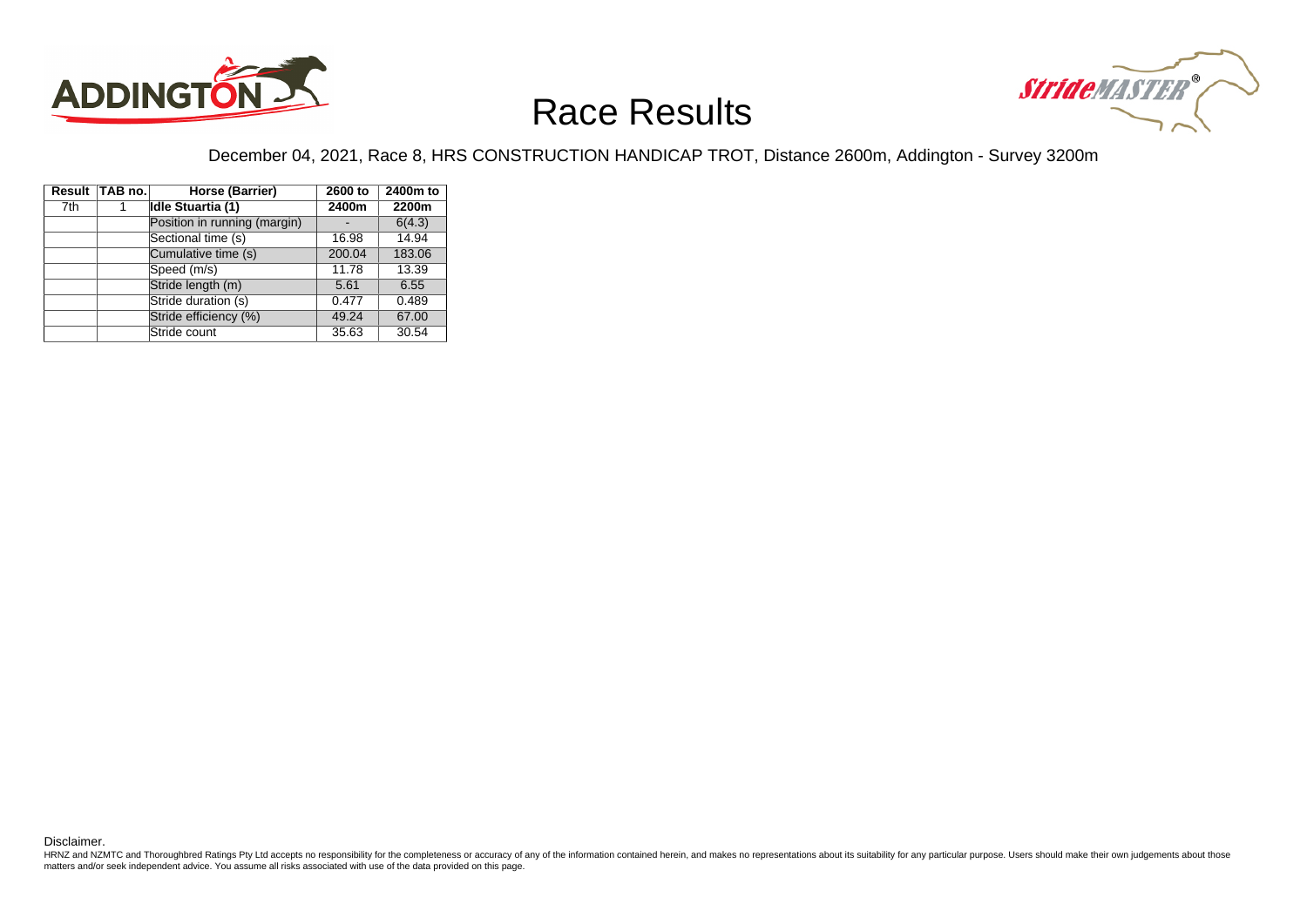# Race Results

December 04, 2021, Race 8, HRS CONSTRUCTION HANDICAP TROT, Distance 2600m, Addington - Survey 3200m

| Result | TAB no. | Horse (Barrier) | 2600 to 2400m | 2400m to 2200m |
|---|---|---|---|---|
| 7th | 1 | **Idle Stuartia (1)** | | |
| | | Position in running (margin) | - | 6(4.3) |
| | | Sectional time (s) | 16.98 | 14.94 |
| | | Cumulative time (s) | 200.04 | 183.06 |
| | | Speed (m/s) | 11.78 | 13.39 |
| | | Stride length (m) | 5.61 | 6.55 |
| | | Stride duration (s) | 0.477 | 0.489 |
| | | Stride efficiency (%) | 49.24 | 67.00 |
| | | Stride count | 35.63 | 30.54 |

Disclaimer.

HRNZ and NZMTC and Thoroughbred Ratings Pty Ltd accepts no responsibility for the completeness or accuracy of any of the information contained herein, and makes no representations about its suitability for any particular purpose. Users should make their own judgements about those matters and/or seek independent advice. You assume all risks associated with use of the data provided on this page.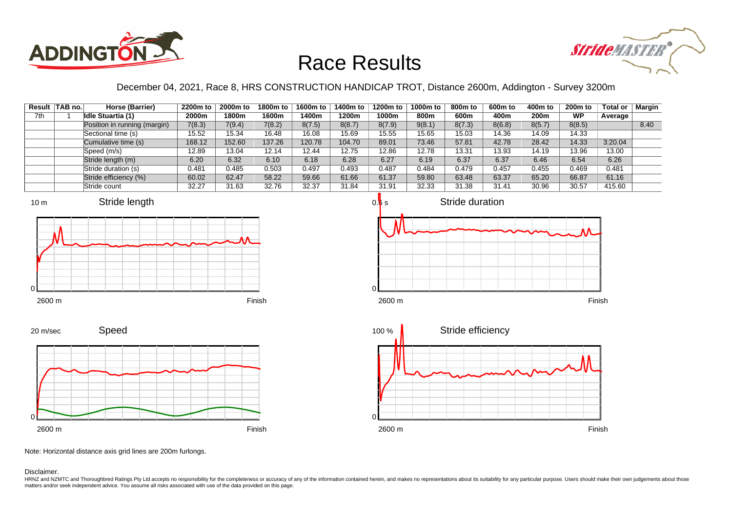# Race Results

December 04, 2021, Race 8, HRS CONSTRUCTION HANDICAP TROT, Distance 2600m, Addington - Survey 3200m

| Result | TAB no. | Horse (Barrier) | 2200m to 2000m | 2000m to 1800m | 1800m to 1600m | 1600m to 1400m | 1400m to 1200m | 1200m to 1000m | 1000m to 800m | 800m to 600m | 600m to 400m | 400m to 200m | 200m to WP | Total or Average | Margin |
|---|---|---|---|---|---|---|---|---|---|---|---|---|---|---|---|
| 7th | 1 | Idle Stuartia (1) | | | | | | | | | | | | | |
| | | Position in running (margin) | 7(8.3) | 7(9.4) | 7(8.2) | 8(7.5) | 8(8.7) | 8(7.9) | 9(8.1) | 8(7.3) | 8(6.8) | 8(5.7) | 8(8.5) | | 8.40 |
| | | Sectional time (s) | 15.52 | 15.34 | 16.48 | 16.08 | 15.69 | 15.55 | 15.65 | 15.03 | 14.36 | 14.09 | 14.33 | | |
| | | Cumulative time (s) | 168.12 | 152.60 | 137.26 | 120.78 | 104.70 | 89.01 | 73.46 | 57.81 | 42.78 | 28.42 | 14.33 | 3:20.04 | |
| | | Speed (m/s) | 12.89 | 13.04 | 12.14 | 12.44 | 12.75 | 12.86 | 12.78 | 13.31 | 13.93 | 14.19 | 13.96 | 13.00 | |
| | | Stride length (m) | 6.20 | 6.32 | 6.10 | 6.18 | 6.28 | 6.27 | 6.19 | 6.37 | 6.37 | 6.46 | 6.54 | 6.26 | |
| | | Stride duration (s) | 0.481 | 0.485 | 0.503 | 0.497 | 0.493 | 0.487 | 0.484 | 0.479 | 0.457 | 0.455 | 0.469 | 0.481 | |
| | | Stride efficiency (%) | 60.02 | 62.47 | 58.22 | 59.66 | 61.66 | 61.37 | 59.80 | 63.48 | 63.37 | 65.20 | 66.87 | 61.16 | |
| | | Stride count | 32.27 | 31.63 | 32.76 | 32.37 | 31.84 | 31.91 | 32.33 | 31.38 | 31.41 | 30.96 | 30.57 | 415.60 | |

Stride length (10 m; 2600 m – Finish)

Stride duration (0.5 s; 2600 m – Finish)

Speed (20 m/sec; 2600 m – Finish)

Stride efficiency (100 %; 2600 m – Finish)

Note: Horizontal distance axis grid lines are 200m furlongs.

Disclaimer.

HRNZ and NZMTC and Thoroughbred Ratings Pty Ltd accepts no responsibility for the completeness or accuracy of any of the information contained herein, and makes no representations about its suitability for any particular purpose. Users should make their own judgements about those matters and/or seek independent advice. You assume all risks associated with use of the data provided on this page.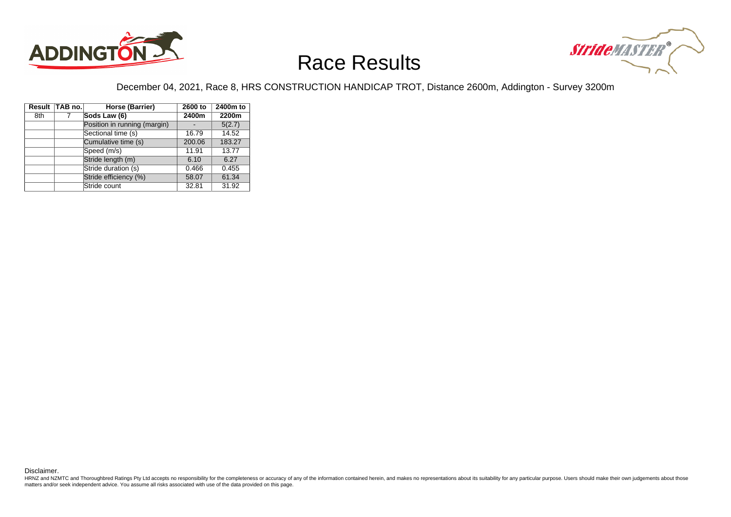# Race Results

December 04, 2021, Race 8, HRS CONSTRUCTION HANDICAP TROT, Distance 2600m, Addington - Survey 3200m

| Result | TAB no. | Horse (Barrier) | 2600 to 2400m | 2400m to 2200m |
|---|---|---|---|---|
| 8th | 7 | **Sods Law (6)** | | |
| | | Position in running (margin) | - | 5(2.7) |
| | | Sectional time (s) | 16.79 | 14.52 |
| | | Cumulative time (s) | 200.06 | 183.27 |
| | | Speed (m/s) | 11.91 | 13.77 |
| | | Stride length (m) | 6.10 | 6.27 |
| | | Stride duration (s) | 0.466 | 0.455 |
| | | Stride efficiency (%) | 58.07 | 61.34 |
| | | Stride count | 32.81 | 31.92 |

Disclaimer.

HRNZ and NZMTC and Thoroughbred Ratings Pty Ltd accepts no responsibility for the completeness or accuracy of any of the information contained herein, and makes no representations about its suitability for any particular purpose. Users should make their own judgements about those matters and/or seek independent advice. You assume all risks associated with use of the data provided on this page.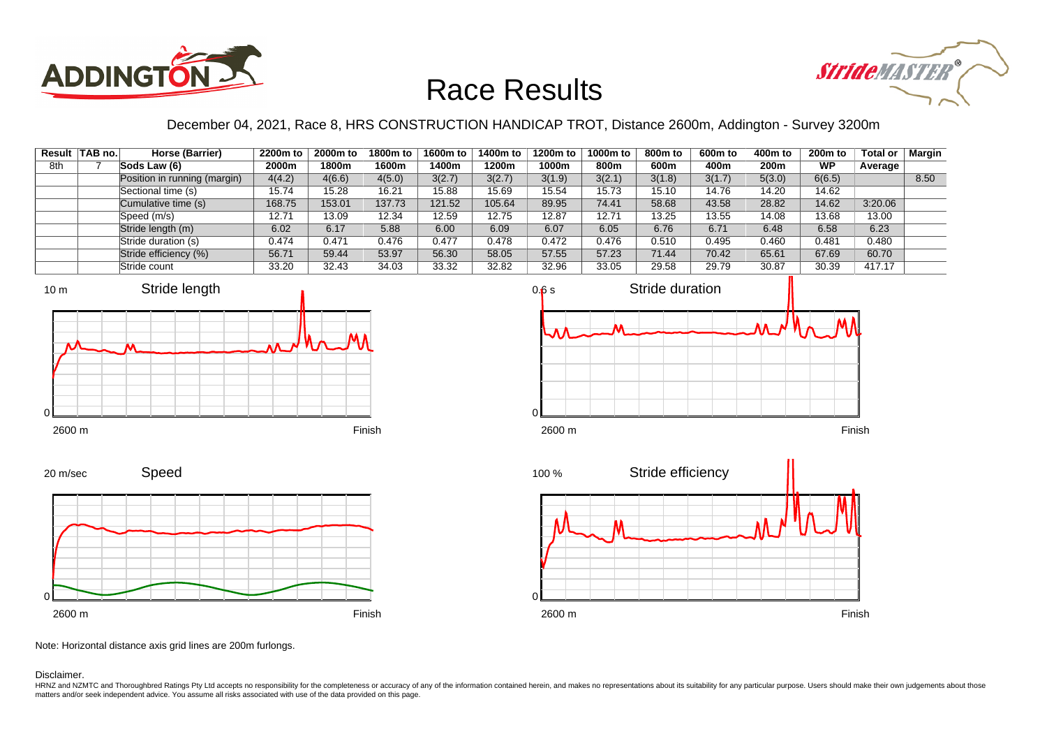# Race Results

December 04, 2021, Race 8, HRS CONSTRUCTION HANDICAP TROT, Distance 2600m, Addington - Survey 3200m

| Result | TAB no. | Horse (Barrier) | 2200m to 2000m | 2000m to 1800m | 1800m to 1600m | 1600m to 1400m | 1400m to 1200m | 1200m to 1000m | 1000m to 800m | 800m to 600m | 600m to 400m | 400m to 200m | 200m to WP | Total or Average | Margin |
|---|---|---|---|---|---|---|---|---|---|---|---|---|---|---|---|
| 8th | 7 | Sods Law (6) | | | | | | | | | | | | | |
| | | Position in running (margin) | 4(4.2) | 4(6.6) | 4(5.0) | 3(2.7) | 3(2.7) | 3(1.9) | 3(2.1) | 3(1.8) | 3(1.7) | 5(3.0) | 6(6.5) | | 8.50 |
| | | Sectional time (s) | 15.74 | 15.28 | 16.21 | 15.88 | 15.69 | 15.54 | 15.73 | 15.10 | 14.76 | 14.20 | 14.62 | | |
| | | Cumulative time (s) | 168.75 | 153.01 | 137.73 | 121.52 | 105.64 | 89.95 | 74.41 | 58.68 | 43.58 | 28.82 | 14.62 | 3:20.06 | |
| | | Speed (m/s) | 12.71 | 13.09 | 12.34 | 12.59 | 12.75 | 12.87 | 12.71 | 13.25 | 13.55 | 14.08 | 13.68 | 13.00 | |
| | | Stride length (m) | 6.02 | 6.17 | 5.88 | 6.00 | 6.09 | 6.07 | 6.05 | 6.76 | 6.71 | 6.48 | 6.58 | 6.23 | |
| | | Stride duration (s) | 0.474 | 0.471 | 0.476 | 0.477 | 0.478 | 0.472 | 0.476 | 0.510 | 0.495 | 0.460 | 0.481 | 0.480 | |
| | | Stride efficiency (%) | 56.71 | 59.44 | 53.97 | 56.30 | 58.05 | 57.55 | 57.23 | 71.44 | 70.42 | 65.61 | 67.69 | 60.70 | |
| | | Stride count | 33.20 | 32.43 | 34.03 | 33.32 | 32.82 | 32.96 | 33.05 | 29.58 | 29.79 | 30.87 | 30.39 | 417.17 | |

Note: Horizontal distance axis grid lines are 200m furlongs.

Disclaimer.

HRNZ and NZMTC and Thoroughbred Ratings Pty Ltd accepts no responsibility for the completeness or accuracy of any of the information contained herein, and makes no representations about its suitability for any particular purpose. Users should make their own judgements about those matters and/or seek independent advice. You assume all risks associated with use of the data provided on this page.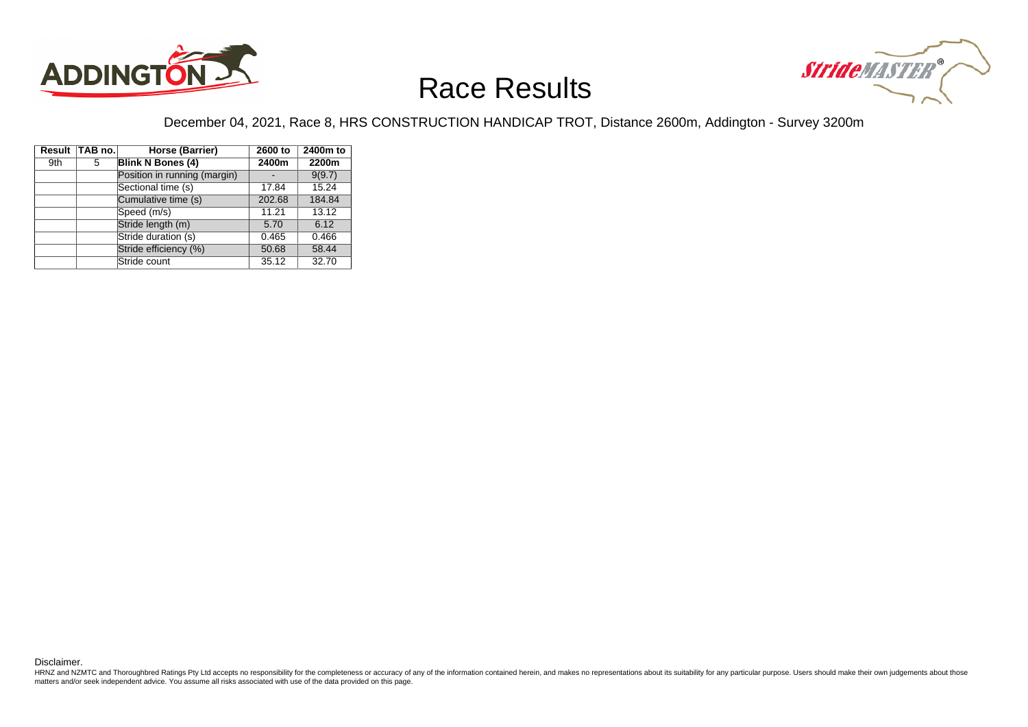# Race Results

December 04, 2021, Race 8, HRS CONSTRUCTION HANDICAP TROT, Distance 2600m, Addington - Survey 3200m

| Result | TAB no. | Horse (Barrier) | 2600 to 2400m | 2400m to 2200m |
|---|---|---|---|---|
| 9th | 5 | **Blink N Bones (4)** | | |
| | | Position in running (margin) | - | 9(9.7) |
| | | Sectional time (s) | 17.84 | 15.24 |
| | | Cumulative time (s) | 202.68 | 184.84 |
| | | Speed (m/s) | 11.21 | 13.12 |
| | | Stride length (m) | 5.70 | 6.12 |
| | | Stride duration (s) | 0.465 | 0.466 |
| | | Stride efficiency (%) | 50.68 | 58.44 |
| | | Stride count | 35.12 | 32.70 |

Disclaimer.

HRNZ and NZMTC and Thoroughbred Ratings Pty Ltd accepts no responsibility for the completeness or accuracy of any of the information contained herein, and makes no representations about its suitability for any particular purpose. Users should make their own judgements about those matters and/or seek independent advice. You assume all risks associated with use of the data provided on this page.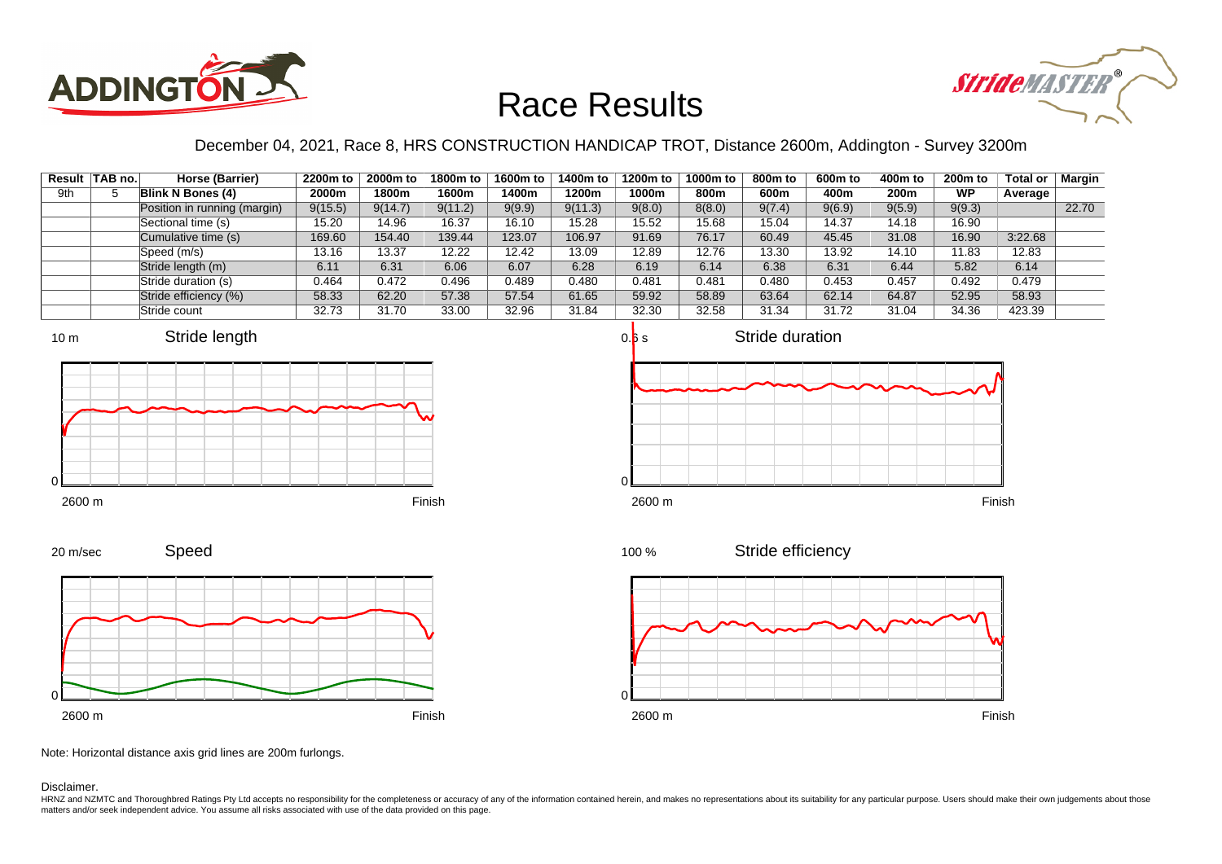# Race Results

December 04, 2021, Race 8, HRS CONSTRUCTION HANDICAP TROT, Distance 2600m, Addington - Survey 3200m

| Result | TAB no. | Horse (Barrier) | 2200m to 2000m | 2000m to 1800m | 1800m to 1600m | 1600m to 1400m | 1400m to 1200m | 1200m to 1000m | 1000m to 800m | 800m to 600m | 600m to 400m | 400m to 200m | 200m to WP | Total or Average | Margin |
|---|---|---|---|---|---|---|---|---|---|---|---|---|---|---|---|
| 9th | 5 | **Blink N Bones (4)** | | | | | | | | | | | | | |
| | | Position in running (margin) | 9(15.5) | 9(14.7) | 9(11.2) | 9(9.9) | 9(11.3) | 9(8.0) | 8(8.0) | 9(7.4) | 9(6.9) | 9(5.9) | 9(9.3) | | 22.70 |
| | | Sectional time (s) | 15.20 | 14.96 | 16.37 | 16.10 | 15.28 | 15.52 | 15.68 | 15.04 | 14.37 | 14.18 | 16.90 | | |
| | | Cumulative time (s) | 169.60 | 154.40 | 139.44 | 123.07 | 106.97 | 91.69 | 76.17 | 60.49 | 45.45 | 31.08 | 16.90 | 3:22.68 | |
| | | Speed (m/s) | 13.16 | 13.37 | 12.22 | 12.42 | 13.09 | 12.89 | 12.76 | 13.30 | 13.92 | 14.10 | 11.83 | 12.83 | |
| | | Stride length (m) | 6.11 | 6.31 | 6.06 | 6.07 | 6.28 | 6.19 | 6.14 | 6.38 | 6.31 | 6.44 | 5.82 | 6.14 | |
| | | Stride duration (s) | 0.464 | 0.472 | 0.496 | 0.489 | 0.480 | 0.481 | 0.481 | 0.480 | 0.453 | 0.457 | 0.492 | 0.479 | |
| | | Stride efficiency (%) | 58.33 | 62.20 | 57.38 | 57.54 | 61.65 | 59.92 | 58.89 | 63.64 | 62.14 | 64.87 | 52.95 | 58.93 | |
| | | Stride count | 32.73 | 31.70 | 33.00 | 32.96 | 31.84 | 32.30 | 32.58 | 31.34 | 31.72 | 31.04 | 34.36 | 423.39 | |

Note: Horizontal distance axis grid lines are 200m furlongs.

Disclaimer.

HRNZ and NZMTC and Thoroughbred Ratings Pty Ltd accepts no responsibility for the completeness or accuracy of any of the information contained herein, and makes no representations about its suitability for any particular purpose. Users should make their own judgements about those matters and/or seek independent advice. You assume all risks associated with use of the data provided on this page.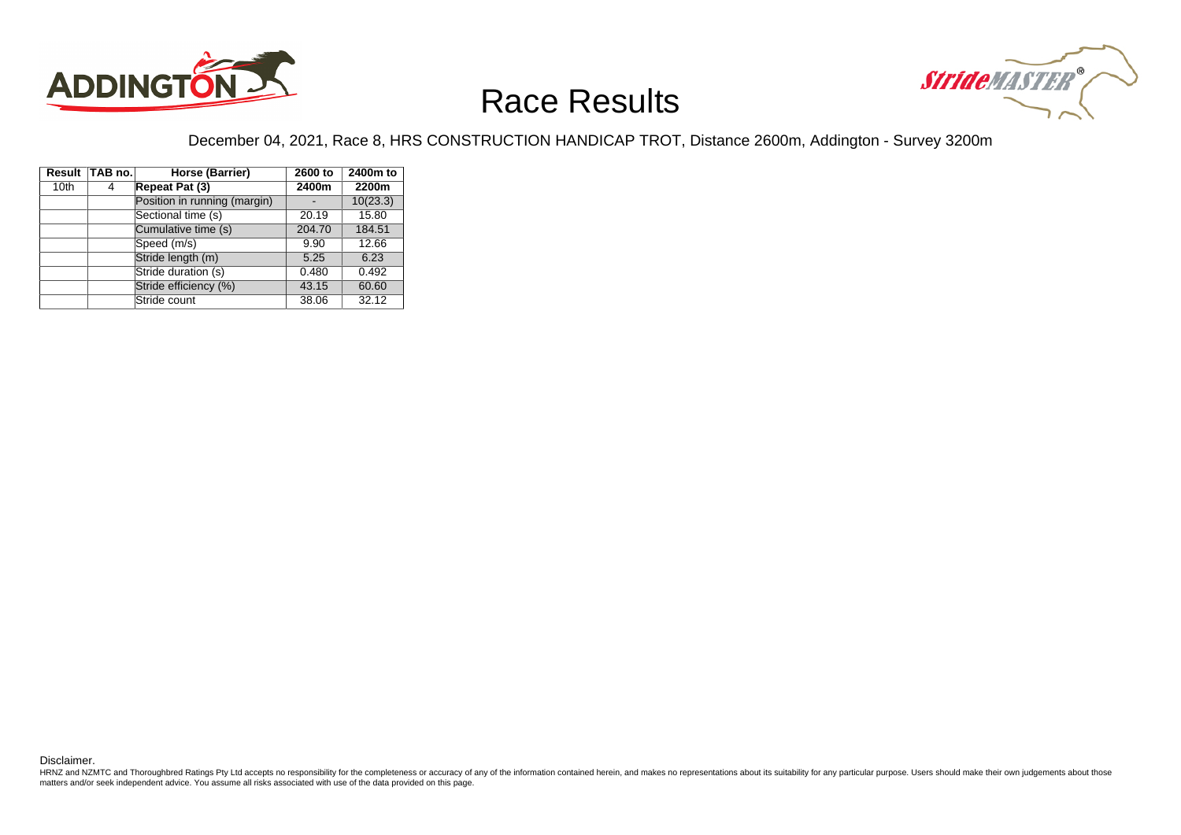# Race Results

December 04, 2021, Race 8, HRS CONSTRUCTION HANDICAP TROT, Distance 2600m, Addington - Survey 3200m

| Result | TAB no. | Horse (Barrier) | 2600 to 2400m | 2400m to 2200m |
|---|---|---|---|---|
| 10th | 4 | **Repeat Pat (3)** | | |
| | | Position in running (margin) | - | 10(23.3) |
| | | Sectional time (s) | 20.19 | 15.80 |
| | | Cumulative time (s) | 204.70 | 184.51 |
| | | Speed (m/s) | 9.90 | 12.66 |
| | | Stride length (m) | 5.25 | 6.23 |
| | | Stride duration (s) | 0.480 | 0.492 |
| | | Stride efficiency (%) | 43.15 | 60.60 |
| | | Stride count | 38.06 | 32.12 |

Disclaimer.

HRNZ and NZMTC and Thoroughbred Ratings Pty Ltd accepts no responsibility for the completeness or accuracy of any of the information contained herein, and makes no representations about its suitability for any particular purpose. Users should make their own judgements about those matters and/or seek independent advice. You assume all risks associated with use of the data provided on this page.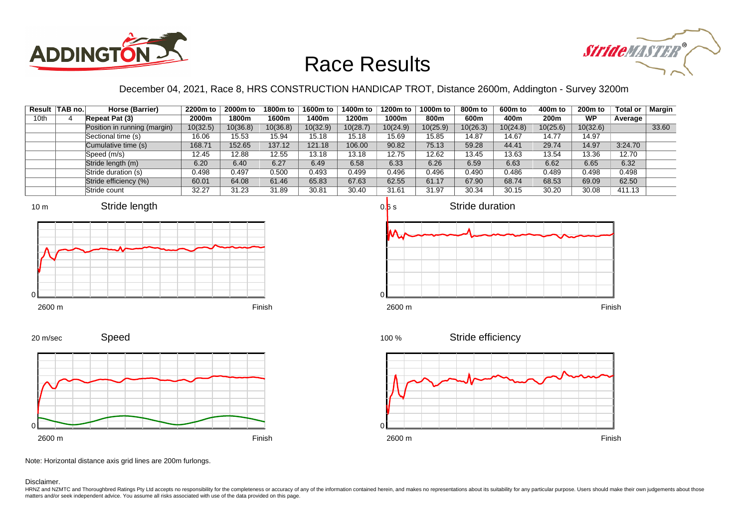# Race Results

December 04, 2021, Race 8, HRS CONSTRUCTION HANDICAP TROT, Distance 2600m, Addington - Survey 3200m

| Result | TAB no. | Horse (Barrier) | 2200m to 2000m | 2000m to 1800m | 1800m to 1600m | 1600m to 1400m | 1400m to 1200m | 1200m to 1000m | 1000m to 800m | 800m to 600m | 600m to 400m | 400m to 200m | 200m to WP | Total or Average | Margin |
|---|---|---|---|---|---|---|---|---|---|---|---|---|---|---|---|
| 10th | 4 | **Repeat Pat (3)** | | | | | | | | | | | | | |
| | | Position in running (margin) | 10(32.5) | 10(36.8) | 10(36.8) | 10(32.9) | 10(28.7) | 10(24.9) | 10(25.9) | 10(26.3) | 10(24.8) | 10(25.6) | 10(32.6) | | 33.60 |
| | | Sectional time (s) | 16.06 | 15.53 | 15.94 | 15.18 | 15.18 | 15.69 | 15.85 | 14.87 | 14.67 | 14.77 | 14.97 | | |
| | | Cumulative time (s) | 168.71 | 152.65 | 137.12 | 121.18 | 106.00 | 90.82 | 75.13 | 59.28 | 44.41 | 29.74 | 14.97 | 3:24.70 | |
| | | Speed (m/s) | 12.45 | 12.88 | 12.55 | 13.18 | 13.18 | 12.75 | 12.62 | 13.45 | 13.63 | 13.54 | 13.36 | 12.70 | |
| | | Stride length (m) | 6.20 | 6.40 | 6.27 | 6.49 | 6.58 | 6.33 | 6.26 | 6.59 | 6.63 | 6.62 | 6.65 | 6.32 | |
| | | Stride duration (s) | 0.498 | 0.497 | 0.500 | 0.493 | 0.499 | 0.496 | 0.496 | 0.490 | 0.486 | 0.489 | 0.498 | 0.498 | |
| | | Stride efficiency (%) | 60.01 | 64.08 | 61.46 | 65.83 | 67.63 | 62.55 | 61.17 | 67.90 | 68.74 | 68.53 | 69.09 | 62.50 | |
| | | Stride count | 32.27 | 31.23 | 31.89 | 30.81 | 30.40 | 31.61 | 31.97 | 30.34 | 30.15 | 30.20 | 30.08 | 411.13 | |

Stride length
10 m
0
2600 m
Finish

Stride duration
0.6 s
0
2600 m
Finish

Speed
20 m/sec
0
2600 m
Finish

Stride efficiency
100 %
0
2600 m
Finish

Note: Horizontal distance axis grid lines are 200m furlongs.

Disclaimer.

HRNZ and NZMTC and Thoroughbred Ratings Pty Ltd accepts no responsibility for the completeness or accuracy of any of the information contained herein, and makes no representations about its suitability for any particular purpose. Users should make their own judgements about those matters and/or seek independent advice. You assume all risks associated with use of the data provided on this page.